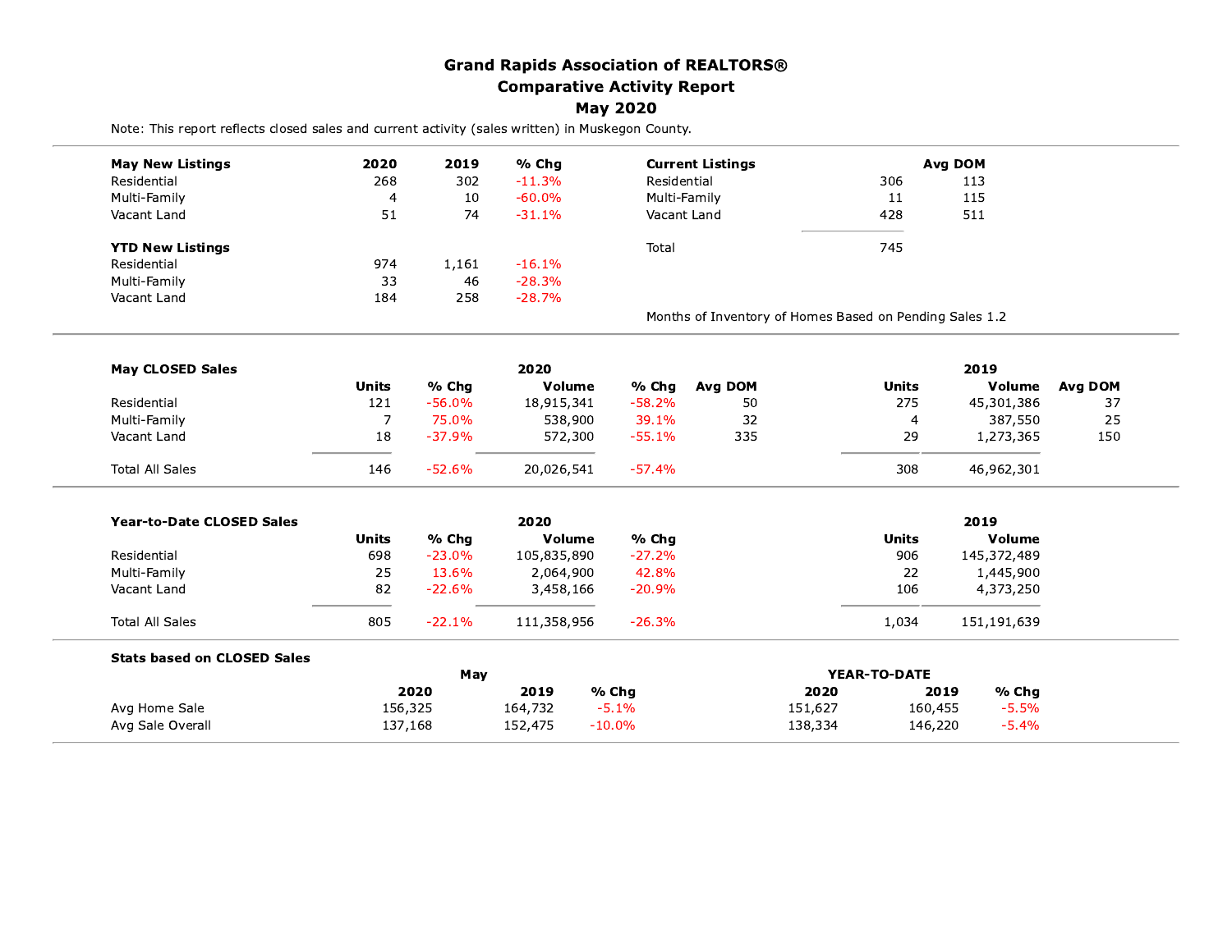# Grand Rapids Association of REALTORS®
## Comparative Activity Report
## May 2020

Note: This report reflects closed sales and current activity (sales written) in Muskegon County.

| May New Listings | 2020 | 2019 | % Chg |
|---|---|---|---|
| Residential | 268 | 302 | -11.3% |
| Multi-Family | 4 | 10 | -60.0% |
| Vacant Land | 51 | 74 | -31.1% |

| YTD New Listings | 2020 | 2019 | % Chg |
|---|---|---|---|
| Residential | 974 | 1,161 | -16.1% |
| Multi-Family | 33 | 46 | -28.3% |
| Vacant Land | 184 | 258 | -28.7% |

| Current Listings | | Avg DOM |
|---|---|---|
| Residential | 306 | 113 |
| Multi-Family | 11 | 115 |
| Vacant Land | 428 | 511 |
| Total | 745 | |

Months of Inventory of Homes Based on Pending Sales 1.2

| May CLOSED Sales | 2020 | | | | | 2019 | | |
|---|---|---|---|---|---|---|---|---|
| | Units | % Chg | Volume | % Chg | Avg DOM | Units | Volume | Avg DOM |
| Residential | 121 | -56.0% | 18,915,341 | -58.2% | 50 | 275 | 45,301,386 | 37 |
| Multi-Family | 7 | 75.0% | 538,900 | 39.1% | 32 | 4 | 387,550 | 25 |
| Vacant Land | 18 | -37.9% | 572,300 | -55.1% | 335 | 29 | 1,273,365 | 150 |
| Total All Sales | 146 | -52.6% | 20,026,541 | -57.4% | | 308 | 46,962,301 | |

| Year-to-Date CLOSED Sales | 2020 | | | | 2019 | |
|---|---|---|---|---|---|---|
| | Units | % Chg | Volume | % Chg | Units | Volume |
| Residential | 698 | -23.0% | 105,835,890 | -27.2% | 906 | 145,372,489 |
| Multi-Family | 25 | 13.6% | 2,064,900 | 42.8% | 22 | 1,445,900 |
| Vacant Land | 82 | -22.6% | 3,458,166 | -20.9% | 106 | 4,373,250 |
| Total All Sales | 805 | -22.1% | 111,358,956 | -26.3% | 1,034 | 151,191,639 |

| Stats based on CLOSED Sales | May | | | YEAR-TO-DATE | | |
|---|---|---|---|---|---|---|
| | 2020 | 2019 | % Chg | 2020 | 2019 | % Chg |
| Avg Home Sale | 156,325 | 164,732 | -5.1% | 151,627 | 160,455 | -5.5% |
| Avg Sale Overall | 137,168 | 152,475 | -10.0% | 138,334 | 146,220 | -5.4% |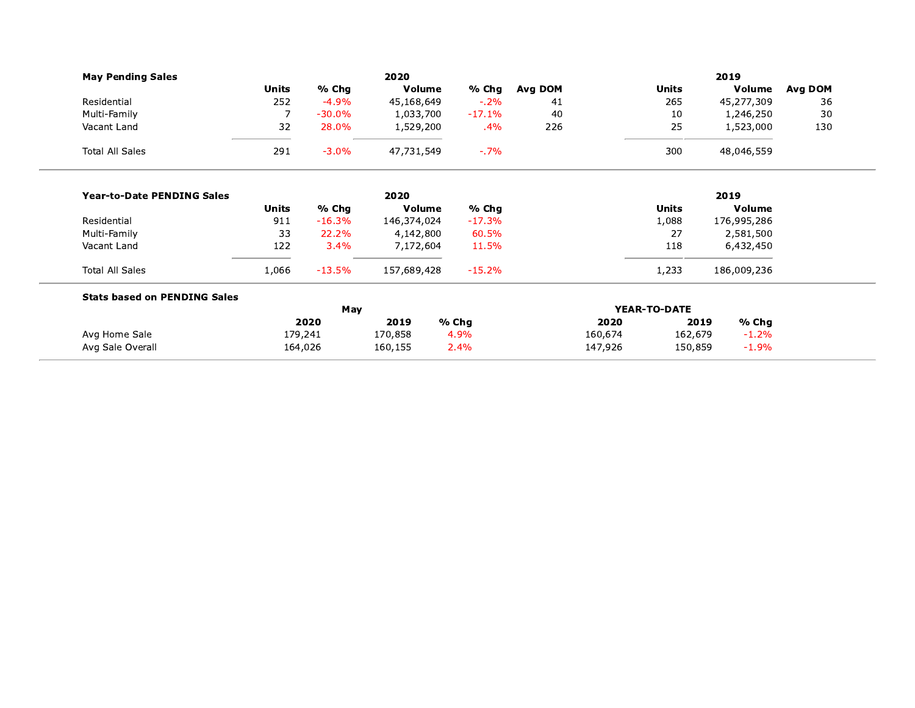### May Pending Sales

| | 2020 Units | % Chg | 2020 Volume | % Chg | Avg DOM | 2019 Units | 2019 Volume | Avg DOM |
|---|---|---|---|---|---|---|---|---|
| Residential | 252 | -4.9% | 45,168,649 | -.2% | 41 | 265 | 45,277,309 | 36 |
| Multi-Family | 7 | -30.0% | 1,033,700 | -17.1% | 40 | 10 | 1,246,250 | 30 |
| Vacant Land | 32 | 28.0% | 1,529,200 | .4% | 226 | 25 | 1,523,000 | 130 |
| Total All Sales | 291 | -3.0% | 47,731,549 | -.7% | | 300 | 48,046,559 | |

### Year-to-Date PENDING Sales

| | 2020 Units | % Chg | 2020 Volume | % Chg | 2019 Units | 2019 Volume |
|---|---|---|---|---|---|---|
| Residential | 911 | -16.3% | 146,374,024 | -17.3% | 1,088 | 176,995,286 |
| Multi-Family | 33 | 22.2% | 4,142,800 | 60.5% | 27 | 2,581,500 |
| Vacant Land | 122 | 3.4% | 7,172,604 | 11.5% | 118 | 6,432,450 |
| Total All Sales | 1,066 | -13.5% | 157,689,428 | -15.2% | 1,233 | 186,009,236 |

### Stats based on PENDING Sales

| | May | | | YEAR-TO-DATE | | |
|---|---|---|---|---|---|---|
| | 2020 | 2019 | % Chg | 2020 | 2019 | % Chg |
| Avg Home Sale | 179,241 | 170,858 | 4.9% | 160,674 | 162,679 | -1.2% |
| Avg Sale Overall | 164,026 | 160,155 | 2.4% | 147,926 | 150,859 | -1.9% |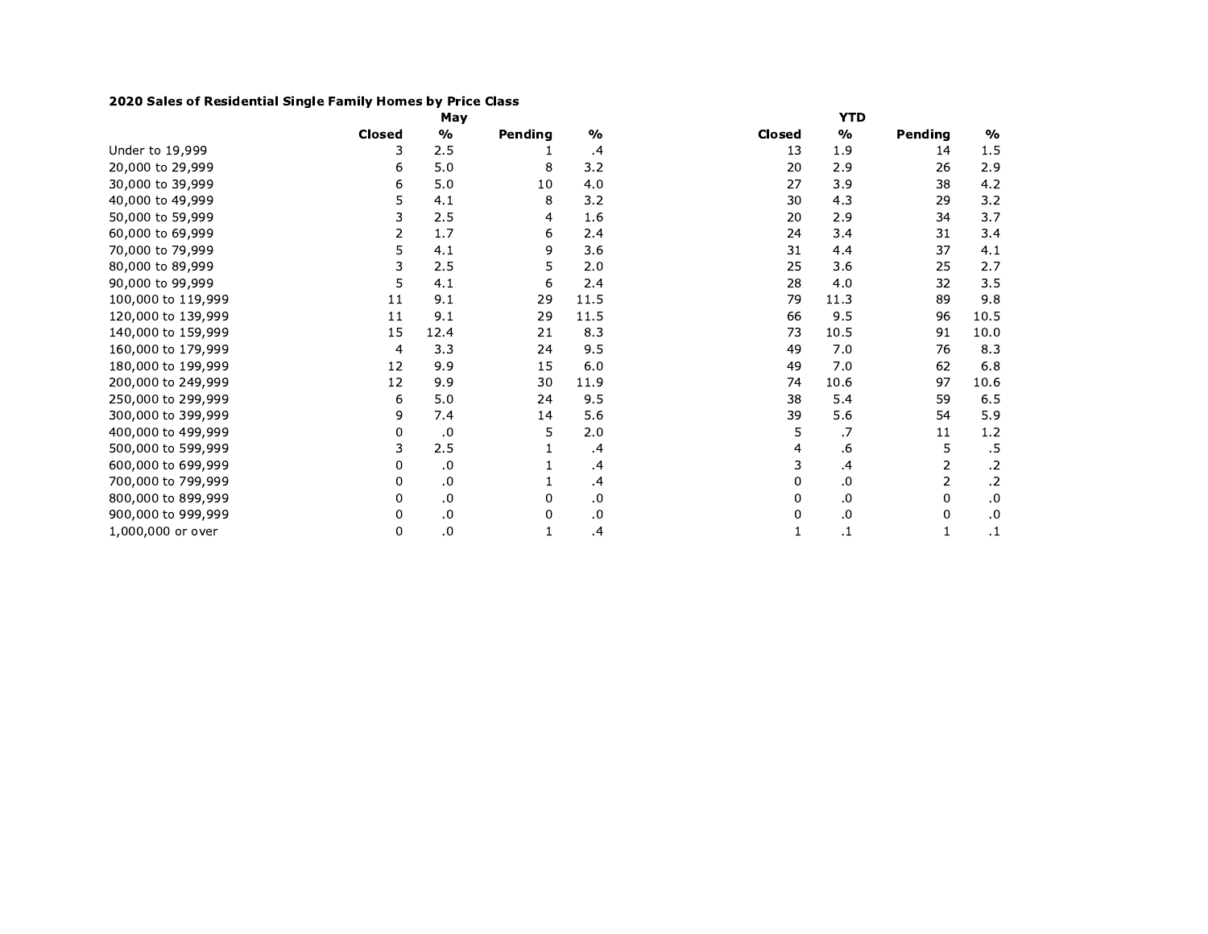**2020 Sales of Residential Single Family Homes by Price Class**

| | May | | | | YTD | | | |
|---|---|---|---|---|---|---|---|---|
| | **Closed** | **%** | **Pending** | **%** | **Closed** | **%** | **Pending** | **%** |
| Under to 19,999 | 3 | 2.5 | 1 | .4 | 13 | 1.9 | 14 | 1.5 |
| 20,000 to 29,999 | 6 | 5.0 | 8 | 3.2 | 20 | 2.9 | 26 | 2.9 |
| 30,000 to 39,999 | 6 | 5.0 | 10 | 4.0 | 27 | 3.9 | 38 | 4.2 |
| 40,000 to 49,999 | 5 | 4.1 | 8 | 3.2 | 30 | 4.3 | 29 | 3.2 |
| 50,000 to 59,999 | 3 | 2.5 | 4 | 1.6 | 20 | 2.9 | 34 | 3.7 |
| 60,000 to 69,999 | 2 | 1.7 | 6 | 2.4 | 24 | 3.4 | 31 | 3.4 |
| 70,000 to 79,999 | 5 | 4.1 | 9 | 3.6 | 31 | 4.4 | 37 | 4.1 |
| 80,000 to 89,999 | 3 | 2.5 | 5 | 2.0 | 25 | 3.6 | 25 | 2.7 |
| 90,000 to 99,999 | 5 | 4.1 | 6 | 2.4 | 28 | 4.0 | 32 | 3.5 |
| 100,000 to 119,999 | 11 | 9.1 | 29 | 11.5 | 79 | 11.3 | 89 | 9.8 |
| 120,000 to 139,999 | 11 | 9.1 | 29 | 11.5 | 66 | 9.5 | 96 | 10.5 |
| 140,000 to 159,999 | 15 | 12.4 | 21 | 8.3 | 73 | 10.5 | 91 | 10.0 |
| 160,000 to 179,999 | 4 | 3.3 | 24 | 9.5 | 49 | 7.0 | 76 | 8.3 |
| 180,000 to 199,999 | 12 | 9.9 | 15 | 6.0 | 49 | 7.0 | 62 | 6.8 |
| 200,000 to 249,999 | 12 | 9.9 | 30 | 11.9 | 74 | 10.6 | 97 | 10.6 |
| 250,000 to 299,999 | 6 | 5.0 | 24 | 9.5 | 38 | 5.4 | 59 | 6.5 |
| 300,000 to 399,999 | 9 | 7.4 | 14 | 5.6 | 39 | 5.6 | 54 | 5.9 |
| 400,000 to 499,999 | 0 | .0 | 5 | 2.0 | 5 | .7 | 11 | 1.2 |
| 500,000 to 599,999 | 3 | 2.5 | 1 | .4 | 4 | .6 | 5 | .5 |
| 600,000 to 699,999 | 0 | .0 | 1 | .4 | 3 | .4 | 2 | .2 |
| 700,000 to 799,999 | 0 | .0 | 1 | .4 | 0 | .0 | 2 | .2 |
| 800,000 to 899,999 | 0 | .0 | 0 | .0 | 0 | .0 | 0 | .0 |
| 900,000 to 999,999 | 0 | .0 | 0 | .0 | 0 | .0 | 0 | .0 |
| 1,000,000 or over | 0 | .0 | 1 | .4 | 1 | .1 | 1 | .1 |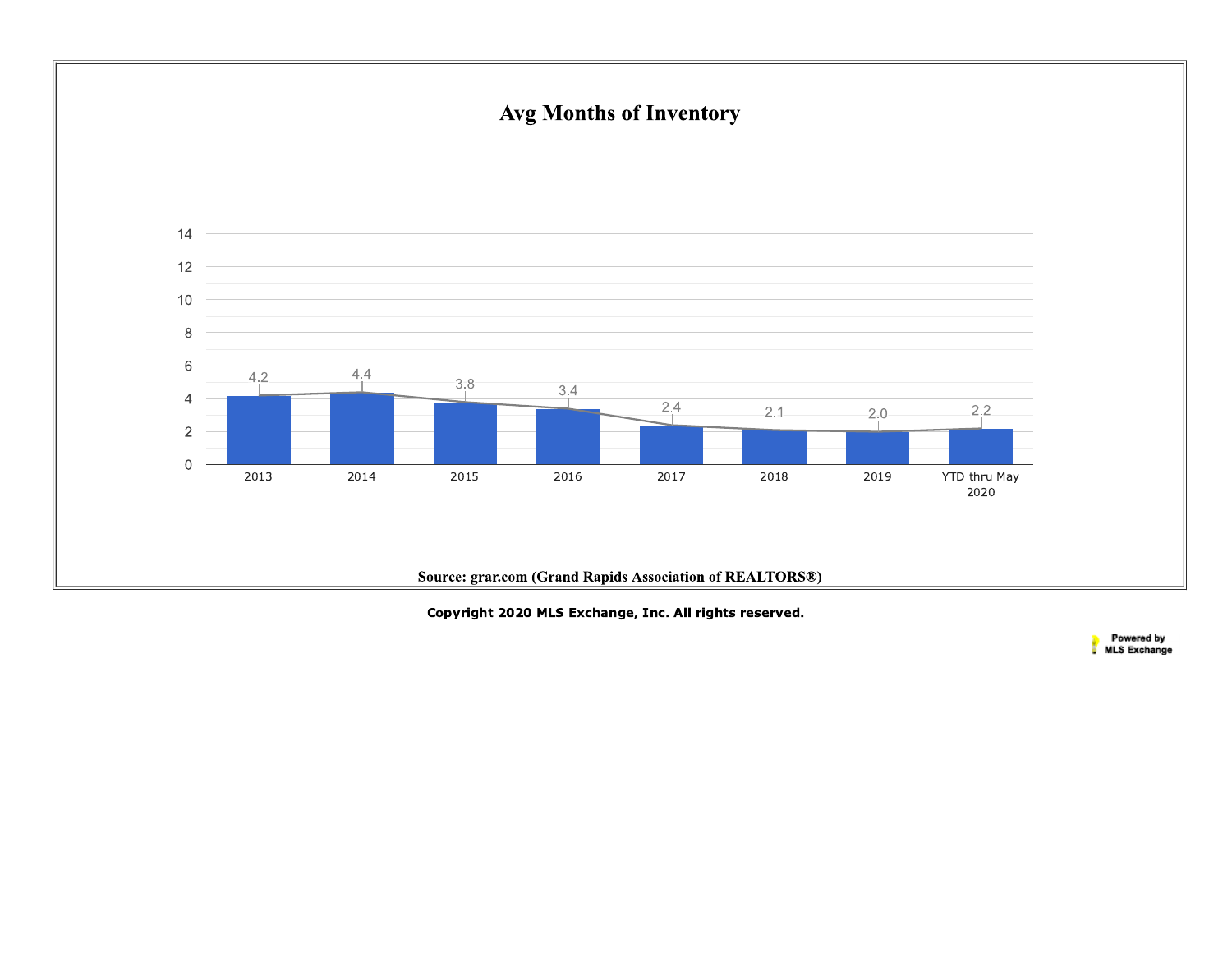# Avg Months of Inventory

14
12
10
8
6
4
2
0

4.2
4.4
3.8
3.4
2.4
2.1
2.0
2.2

2013
2014
2015
2016
2017
2018
2019
YTD thru May 2020

Source: grar.com (Grand Rapids Association of REALTORS®)

**Copyright 2020 MLS Exchange, Inc. All rights reserved.**

Powered by MLS Exchange